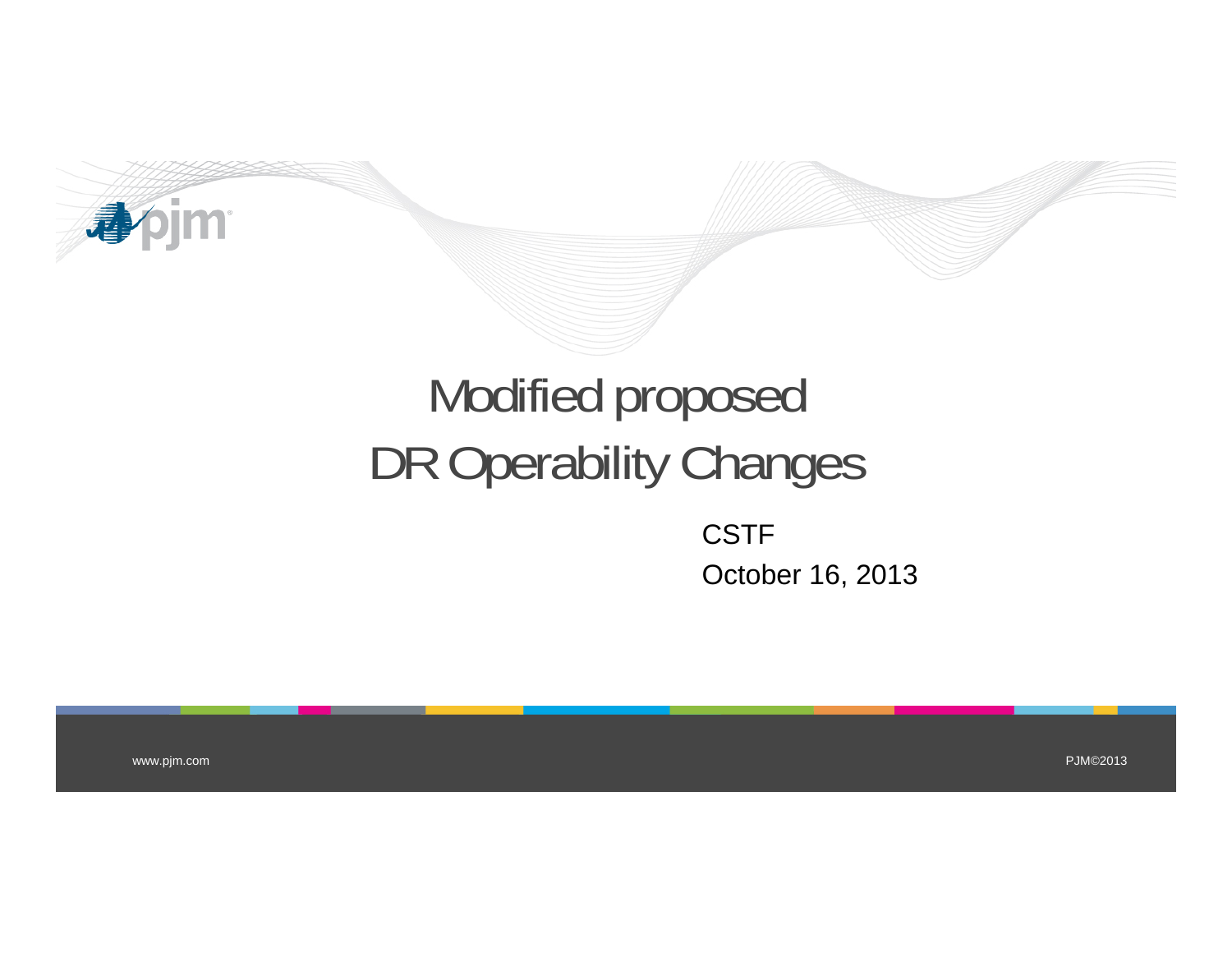# Modified proposed DR Operability Changes

CSTF

October 16, 2013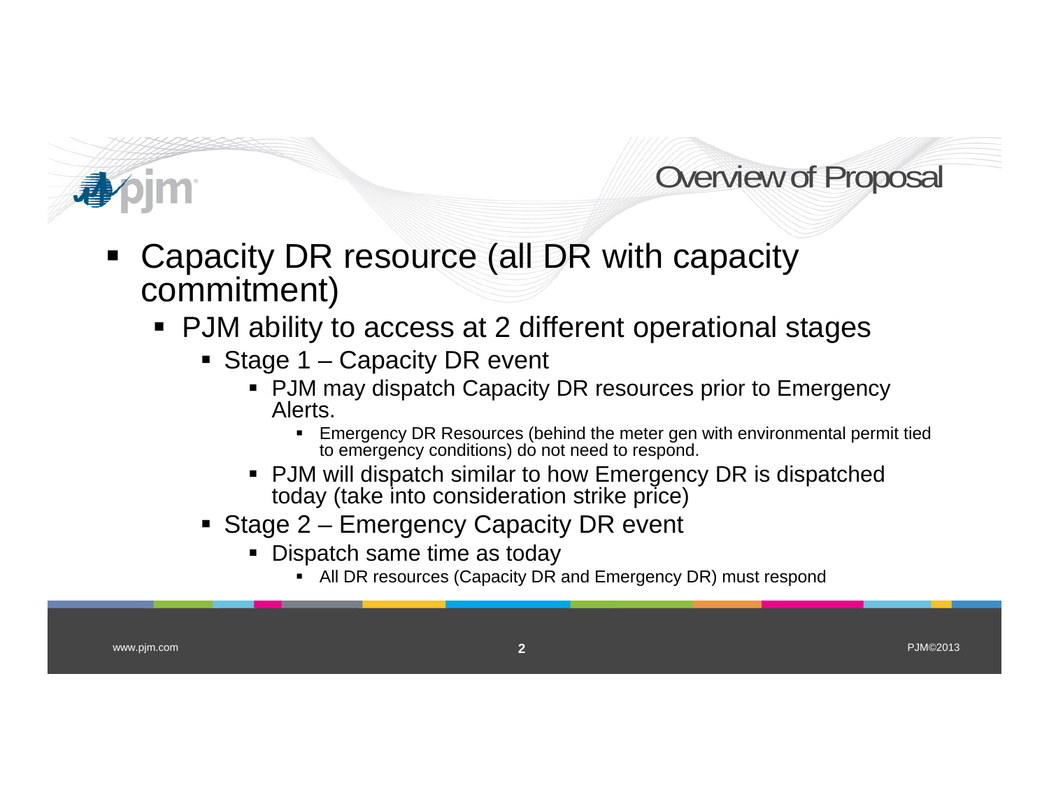# Overview of Proposal

- Capacity DR resource (all DR with capacity commitment)
  - PJM ability to access at 2 different operational stages
    - Stage 1 – Capacity DR event
      - PJM may dispatch Capacity DR resources prior to Emergency Alerts.
        - Emergency DR Resources (behind the meter gen with environmental permit tied to emergency conditions) do not need to respond.
      - PJM will dispatch similar to how Emergency DR is dispatched today (take into consideration strike price)
    - Stage 2 – Emergency Capacity DR event
      - Dispatch same time as today
        - All DR resources (Capacity DR and Emergency DR) must respond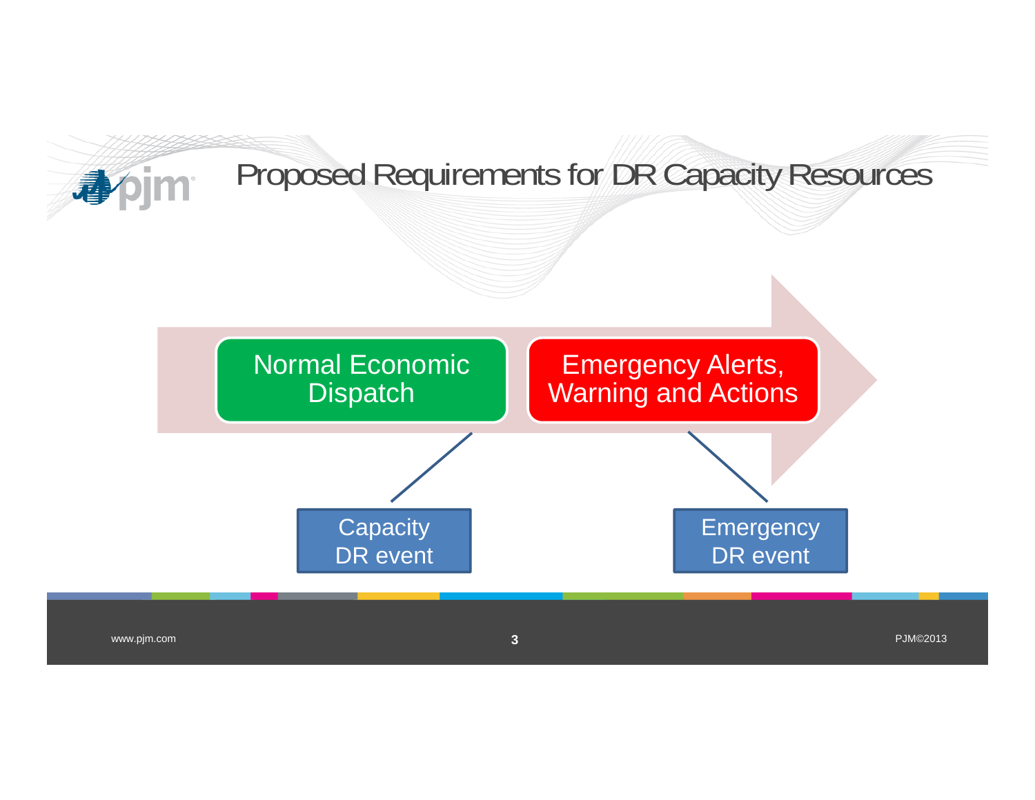# Proposed Requirements for DR Capacity Resources

Normal Economic Dispatch

Emergency Alerts, Warning and Actions

Capacity DR event

Emergency DR event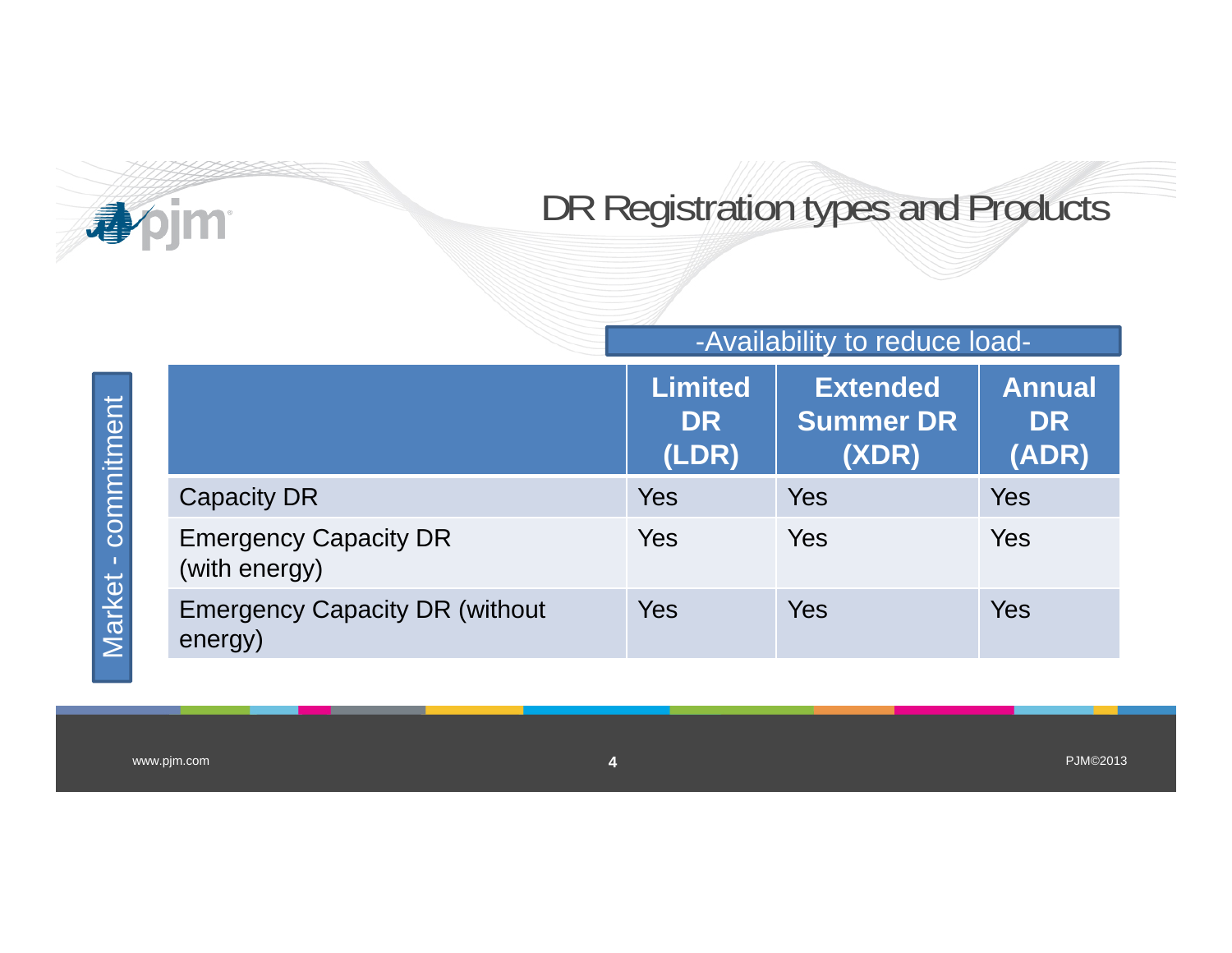# DR Registration types and Products

| Market - commitment | -Availability to reduce load- | | |
|---|---|---|---|
| | **Limited DR (LDR)** | **Extended Summer DR (XDR)** | **Annual DR (ADR)** |
| Capacity DR | Yes | Yes | Yes |
| Emergency Capacity DR (with energy) | Yes | Yes | Yes |
| Emergency Capacity DR (without energy) | Yes | Yes | Yes |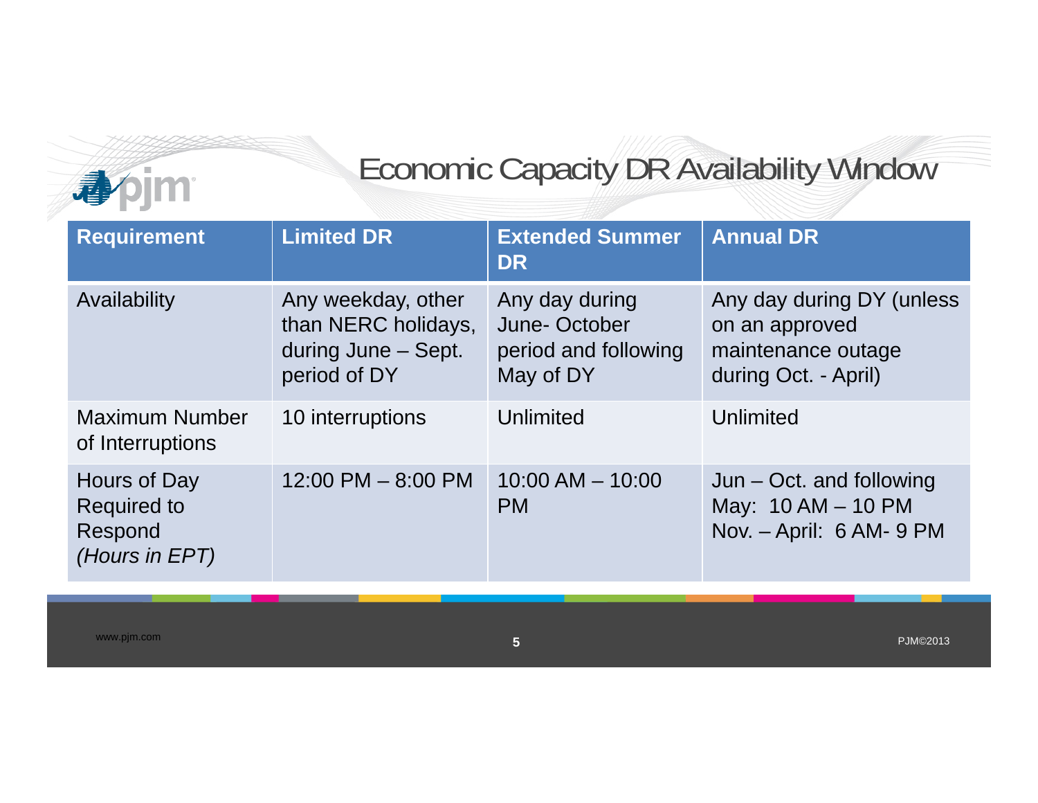# Economic Capacity DR Availability Window

| Requirement | Limited DR | Extended Summer DR | Annual DR |
| --- | --- | --- | --- |
| Availability | Any weekday, other than NERC holidays, during June – Sept. period of DY | Any day during June- October period and following May of DY | Any day during DY (unless on an approved maintenance outage during Oct. - April) |
| Maximum Number of Interruptions | 10 interruptions | Unlimited | Unlimited |
| Hours of Day Required to Respond *(Hours in EPT)* | 12:00 PM – 8:00 PM | 10:00 AM – 10:00 PM | Jun – Oct. and following May: 10 AM – 10 PM<br>Nov. – April: 6 AM- 9 PM |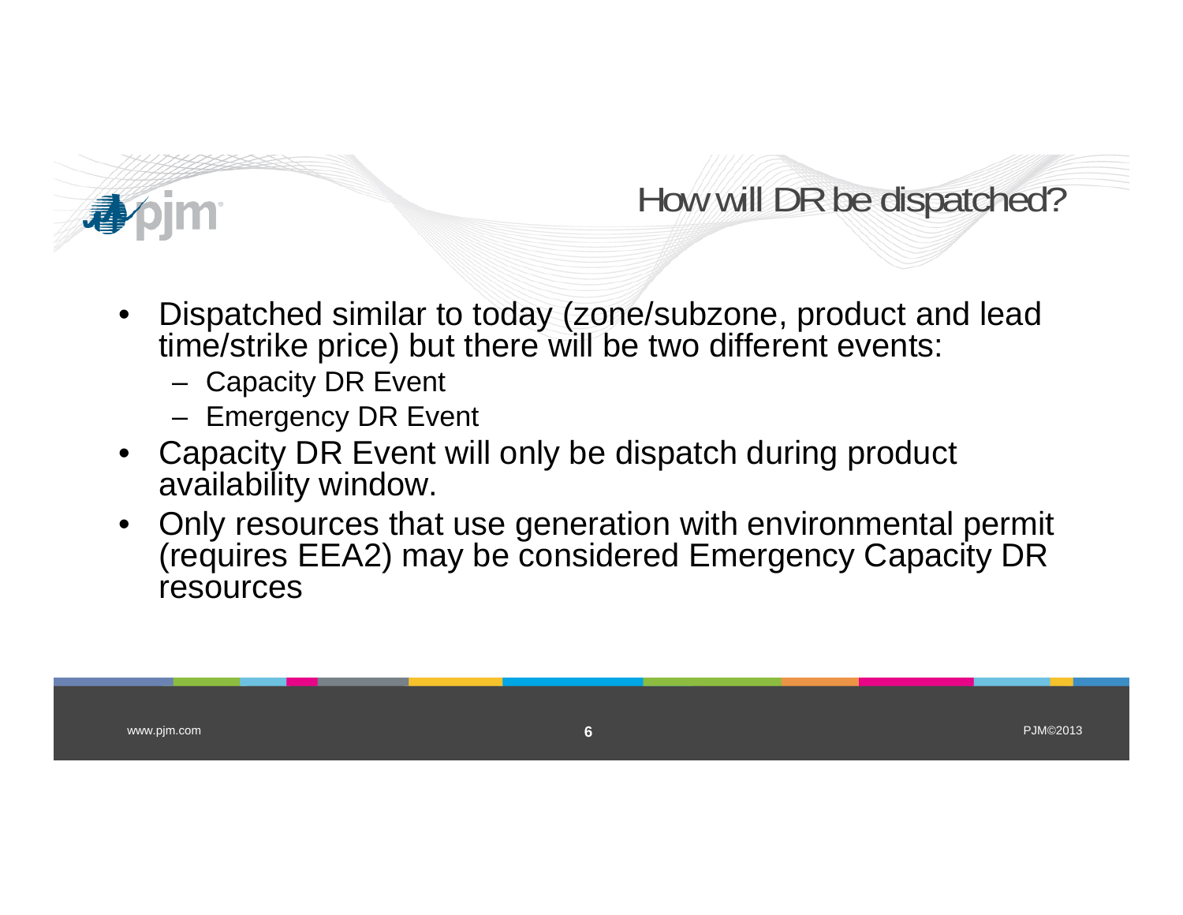## How will DR be dispatched?

- Dispatched similar to today (zone/subzone, product and lead time/strike price) but there will be two different events:
  - Capacity DR Event
  - Emergency DR Event
- Capacity DR Event will only be dispatch during product availability window.
- Only resources that use generation with environmental permit (requires EEA2) may be considered Emergency Capacity DR resources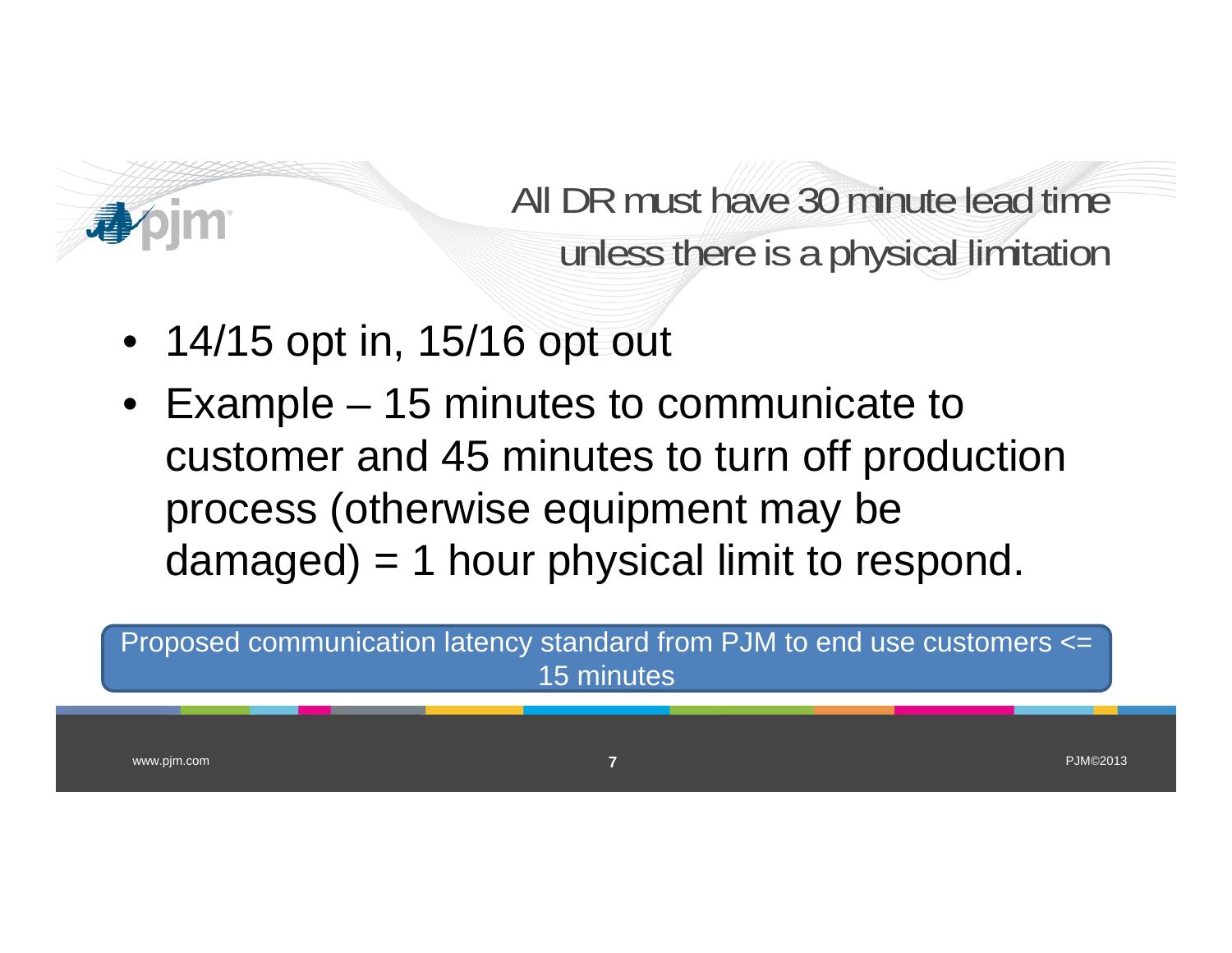# All DR must have 30 minute lead time unless there is a physical limitation

- 14/15 opt in, 15/16 opt out
- Example – 15 minutes to communicate to customer and 45 minutes to turn off production process (otherwise equipment may be damaged) = 1 hour physical limit to respond.

Proposed communication latency standard from PJM to end use customers <= 15 minutes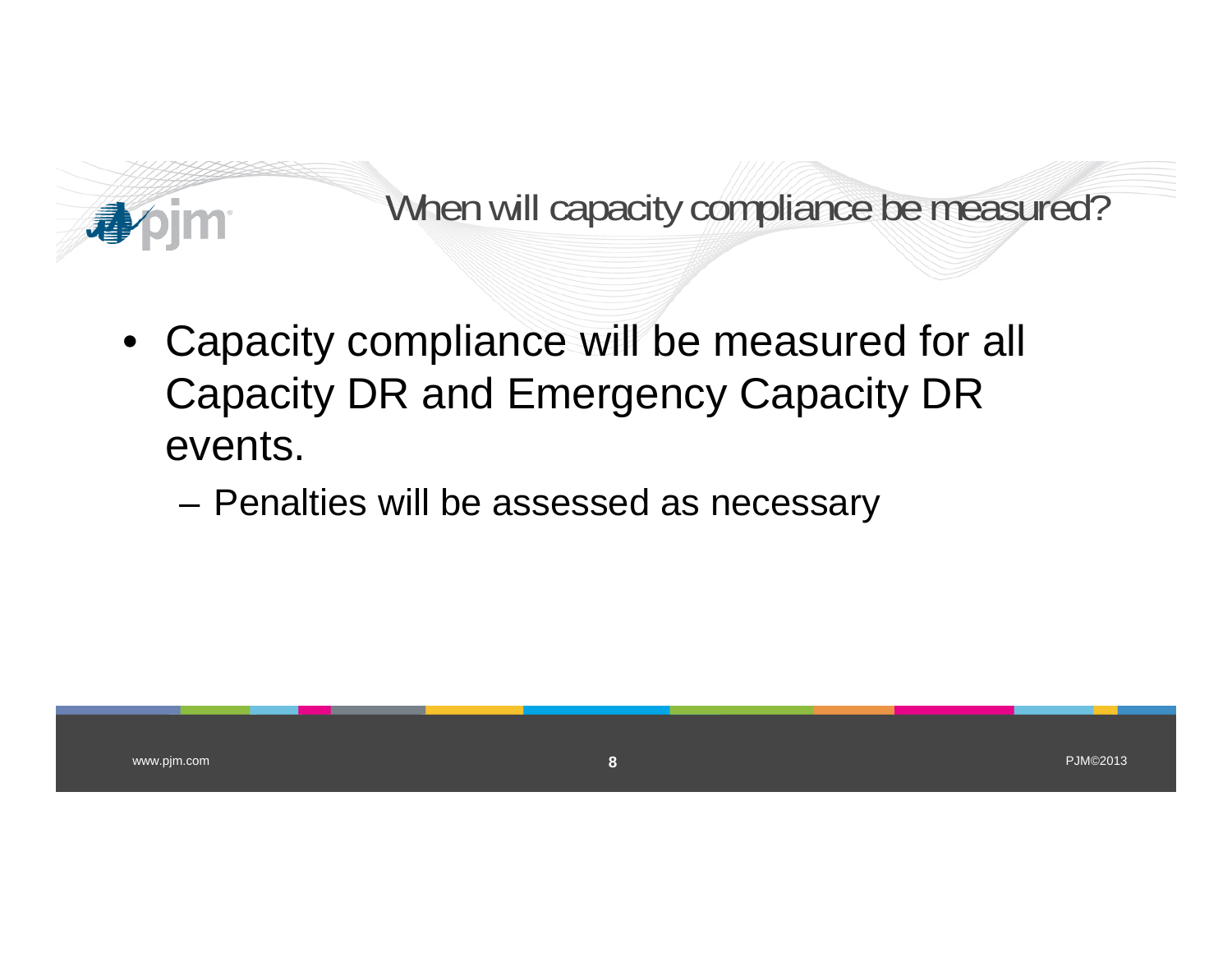## When will capacity compliance be measured?

- Capacity compliance will be measured for all Capacity DR and Emergency Capacity DR events.
  - Penalties will be assessed as necessary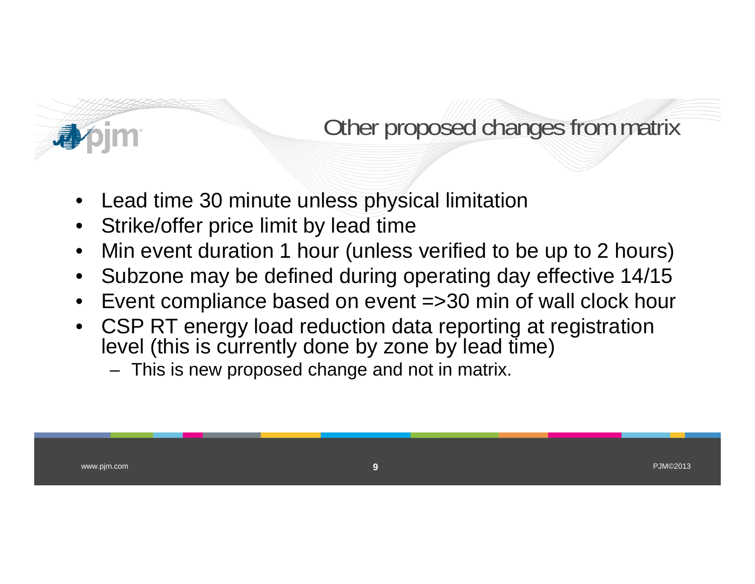## Other proposed changes from matrix

- Lead time 30 minute unless physical limitation
- Strike/offer price limit by lead time
- Min event duration 1 hour (unless verified to be up to 2 hours)
- Subzone may be defined during operating day effective 14/15
- Event compliance based on event =>30 min of wall clock hour
- CSP RT energy load reduction data reporting at registration level (this is currently done by zone by lead time)
  - This is new proposed change and not in matrix.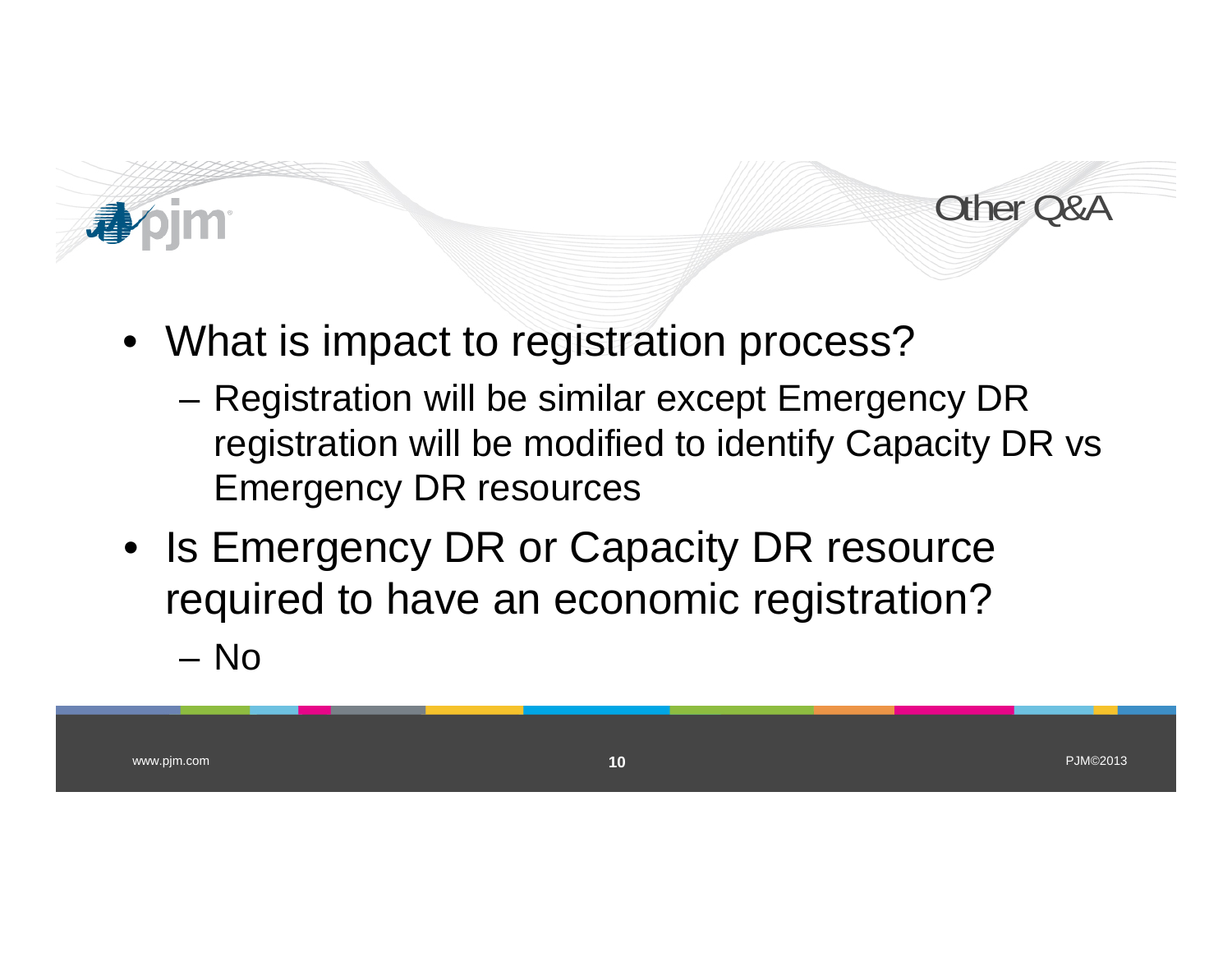## Other Q&A

- What is impact to registration process?
  - Registration will be similar except Emergency DR registration will be modified to identify Capacity DR vs Emergency DR resources
- Is Emergency DR or Capacity DR resource required to have an economic registration?
  - No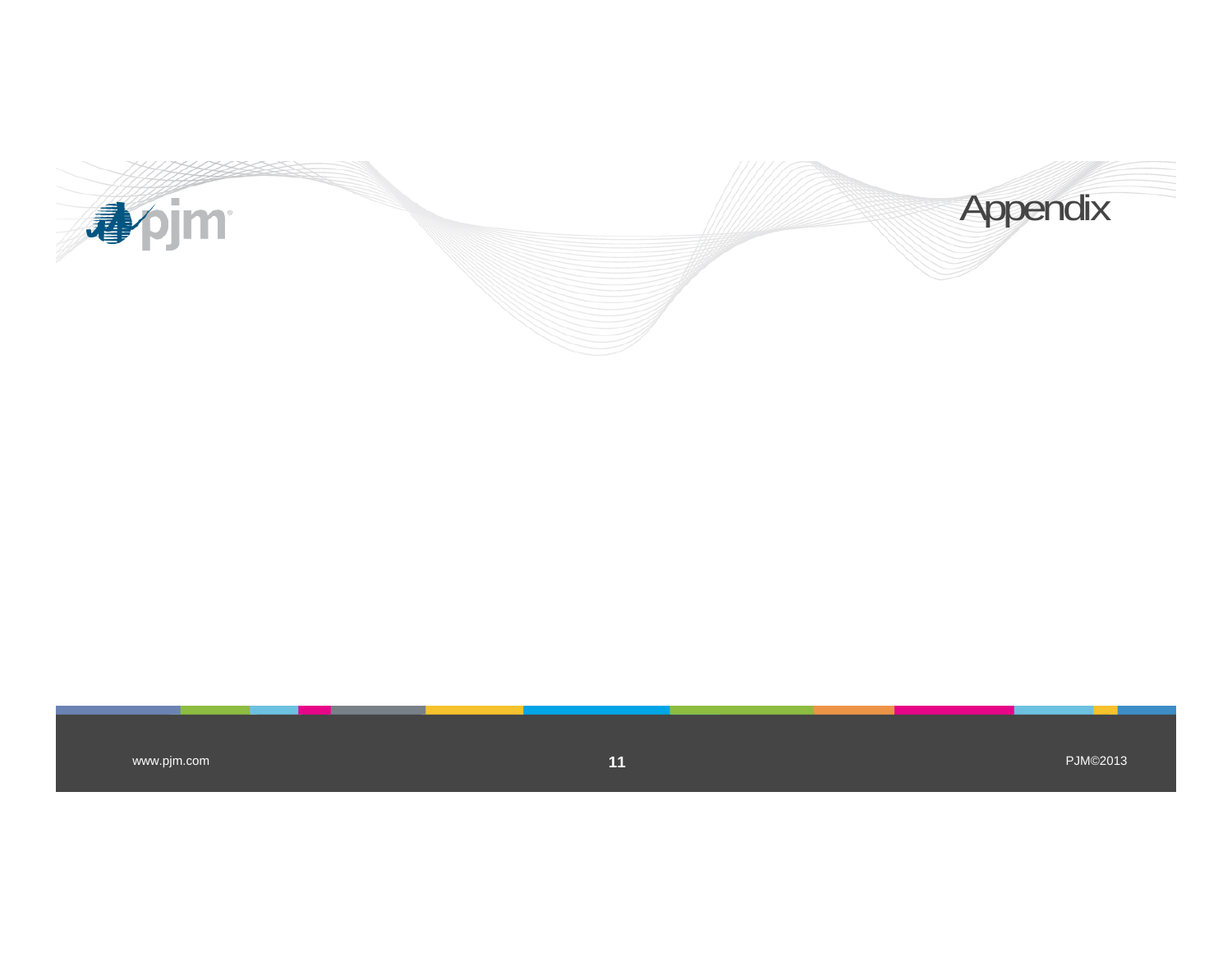# Appendix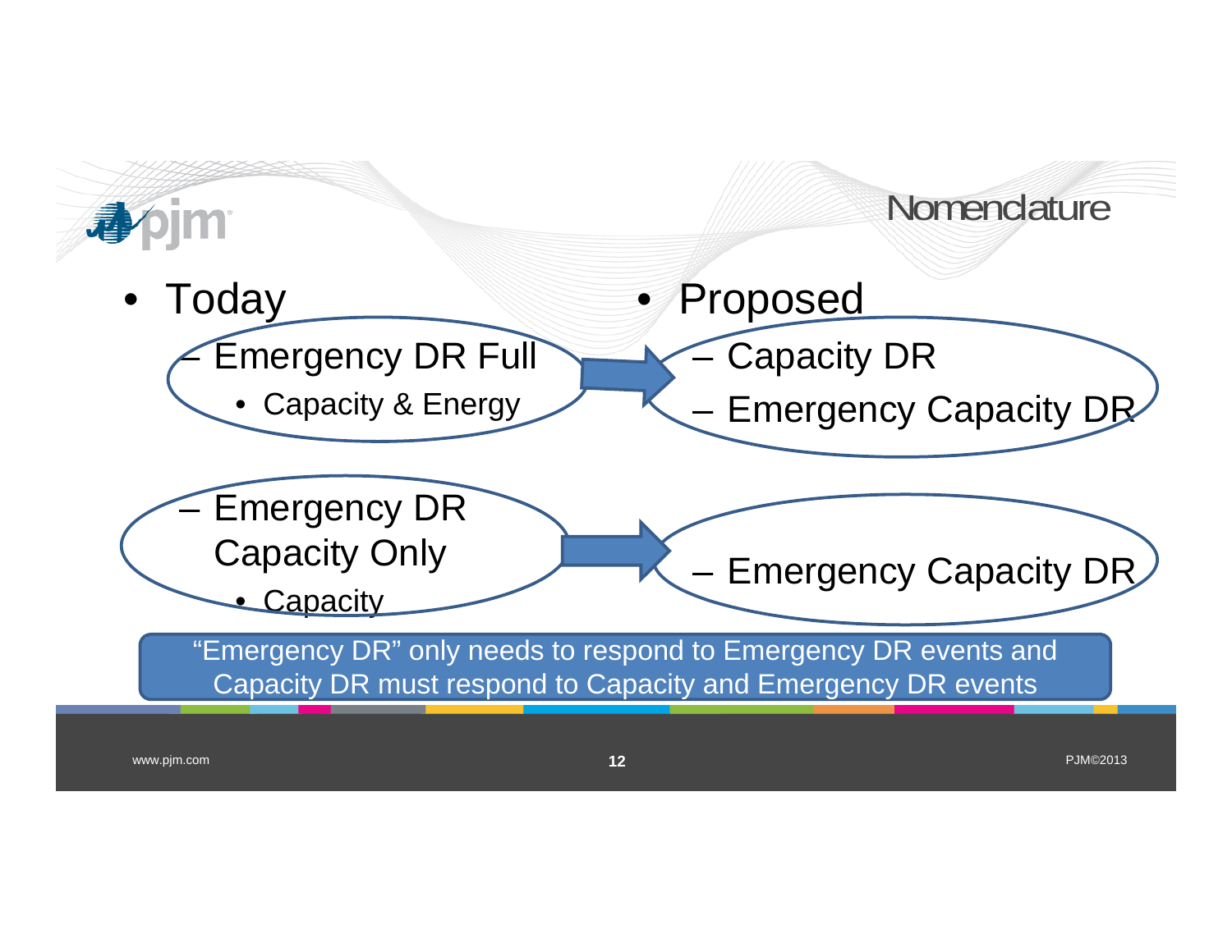## Nomenclature

- Today
  - Emergency DR Full
    - Capacity & Energy
  - Emergency DR Capacity Only
    - Capacity
- Proposed
  - Capacity DR
  - Emergency Capacity DR
  - Emergency Capacity DR

"Emergency DR" only needs to respond to Emergency DR events and Capacity DR must respond to Capacity and Emergency DR events